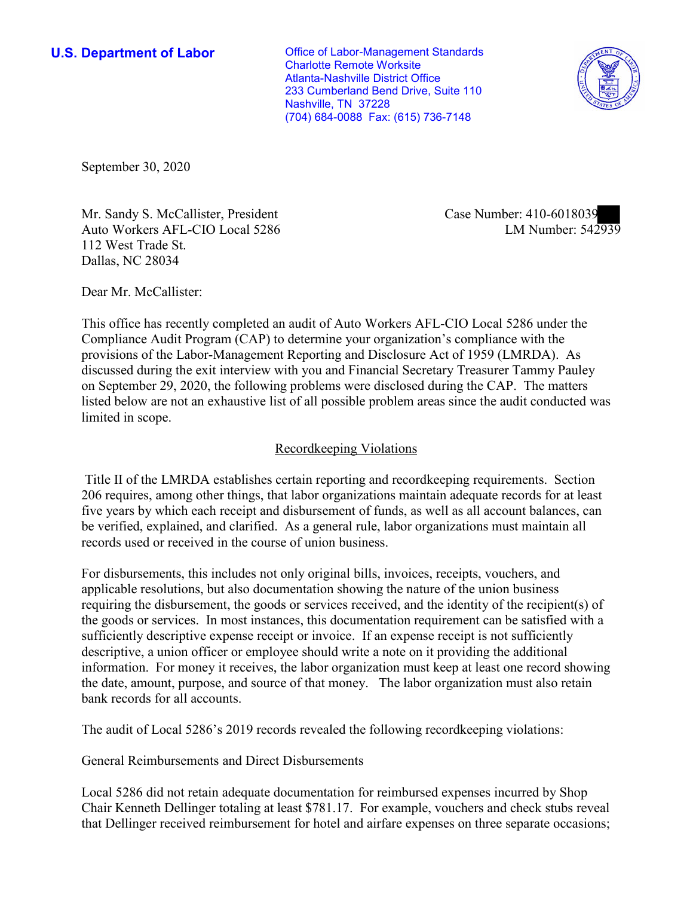**U.S. Department of Labor**

Office of Labor-Management Standards
Charlotte Remote Worksite
Atlanta-Nashville District Office
233 Cumberland Bend Drive, Suite 110
Nashville, TN 37228
(704) 684-0088 Fax: (615) 736-7148

September 30, 2020

Mr. Sandy S. McCallister, President
Auto Workers AFL-CIO Local 5286
112 West Trade St.
Dallas, NC 28034

Case Number: 410-6018039
LM Number: 542939

Dear Mr. McCallister:

This office has recently completed an audit of Auto Workers AFL-CIO Local 5286 under the Compliance Audit Program (CAP) to determine your organization's compliance with the provisions of the Labor-Management Reporting and Disclosure Act of 1959 (LMRDA). As discussed during the exit interview with you and Financial Secretary Treasurer Tammy Pauley on September 29, 2020, the following problems were disclosed during the CAP. The matters listed below are not an exhaustive list of all possible problem areas since the audit conducted was limited in scope.

## Recordkeeping Violations

Title II of the LMRDA establishes certain reporting and recordkeeping requirements. Section 206 requires, among other things, that labor organizations maintain adequate records for at least five years by which each receipt and disbursement of funds, as well as all account balances, can be verified, explained, and clarified. As a general rule, labor organizations must maintain all records used or received in the course of union business.

For disbursements, this includes not only original bills, invoices, receipts, vouchers, and applicable resolutions, but also documentation showing the nature of the union business requiring the disbursement, the goods or services received, and the identity of the recipient(s) of the goods or services. In most instances, this documentation requirement can be satisfied with a sufficiently descriptive expense receipt or invoice. If an expense receipt is not sufficiently descriptive, a union officer or employee should write a note on it providing the additional information. For money it receives, the labor organization must keep at least one record showing the date, amount, purpose, and source of that money. The labor organization must also retain bank records for all accounts.

The audit of Local 5286's 2019 records revealed the following recordkeeping violations:

General Reimbursements and Direct Disbursements

Local 5286 did not retain adequate documentation for reimbursed expenses incurred by Shop Chair Kenneth Dellinger totaling at least $781.17. For example, vouchers and check stubs reveal that Dellinger received reimbursement for hotel and airfare expenses on three separate occasions;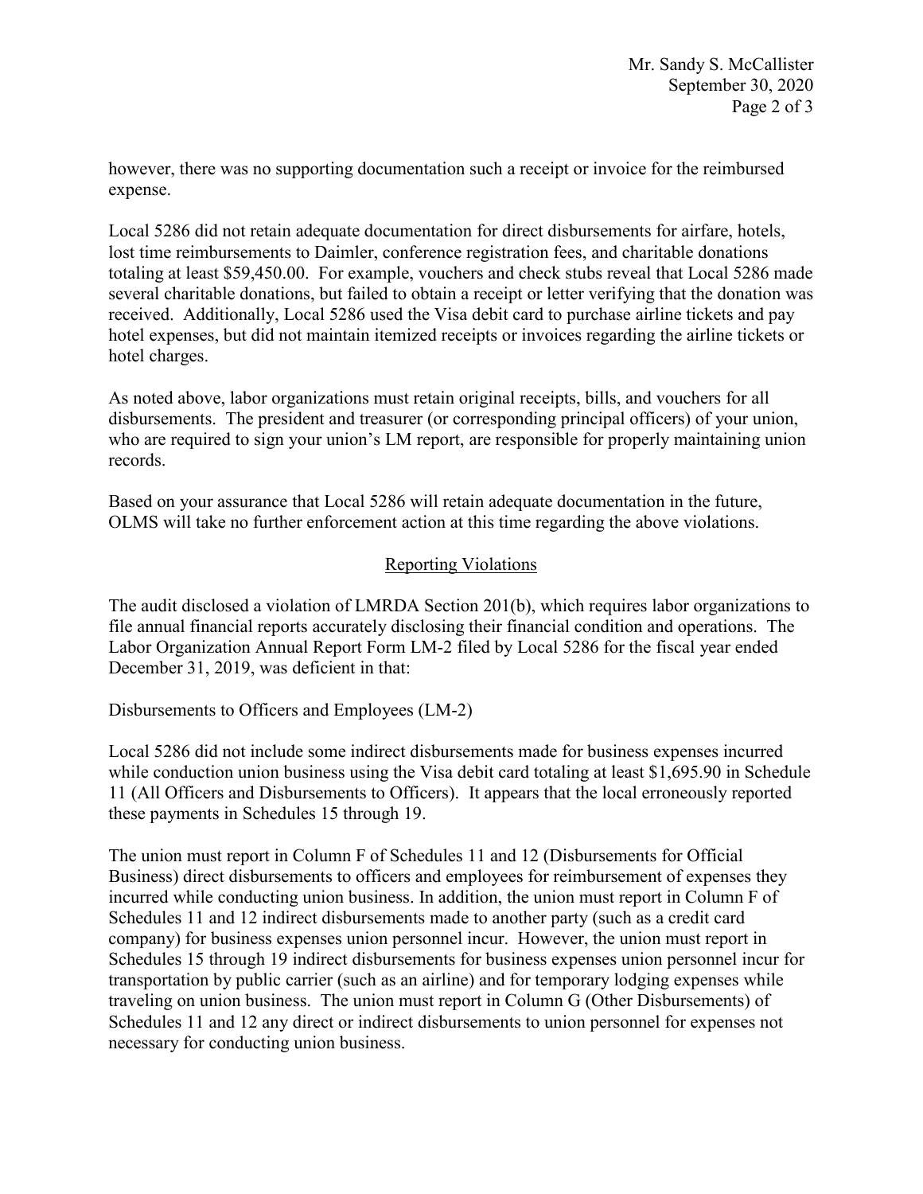however, there was no supporting documentation such a receipt or invoice for the reimbursed expense.

Local 5286 did not retain adequate documentation for direct disbursements for airfare, hotels, lost time reimbursements to Daimler, conference registration fees, and charitable donations totaling at least $59,450.00. For example, vouchers and check stubs reveal that Local 5286 made several charitable donations, but failed to obtain a receipt or letter verifying that the donation was received. Additionally, Local 5286 used the Visa debit card to purchase airline tickets and pay hotel expenses, but did not maintain itemized receipts or invoices regarding the airline tickets or hotel charges.

As noted above, labor organizations must retain original receipts, bills, and vouchers for all disbursements. The president and treasurer (or corresponding principal officers) of your union, who are required to sign your union's LM report, are responsible for properly maintaining union records.

Based on your assurance that Local 5286 will retain adequate documentation in the future, OLMS will take no further enforcement action at this time regarding the above violations.

## Reporting Violations

The audit disclosed a violation of LMRDA Section 201(b), which requires labor organizations to file annual financial reports accurately disclosing their financial condition and operations. The Labor Organization Annual Report Form LM-2 filed by Local 5286 for the fiscal year ended December 31, 2019, was deficient in that:

Disbursements to Officers and Employees (LM-2)

Local 5286 did not include some indirect disbursements made for business expenses incurred while conduction union business using the Visa debit card totaling at least $1,695.90 in Schedule 11 (All Officers and Disbursements to Officers). It appears that the local erroneously reported these payments in Schedules 15 through 19.

The union must report in Column F of Schedules 11 and 12 (Disbursements for Official Business) direct disbursements to officers and employees for reimbursement of expenses they incurred while conducting union business. In addition, the union must report in Column F of Schedules 11 and 12 indirect disbursements made to another party (such as a credit card company) for business expenses union personnel incur. However, the union must report in Schedules 15 through 19 indirect disbursements for business expenses union personnel incur for transportation by public carrier (such as an airline) and for temporary lodging expenses while traveling on union business. The union must report in Column G (Other Disbursements) of Schedules 11 and 12 any direct or indirect disbursements to union personnel for expenses not necessary for conducting union business.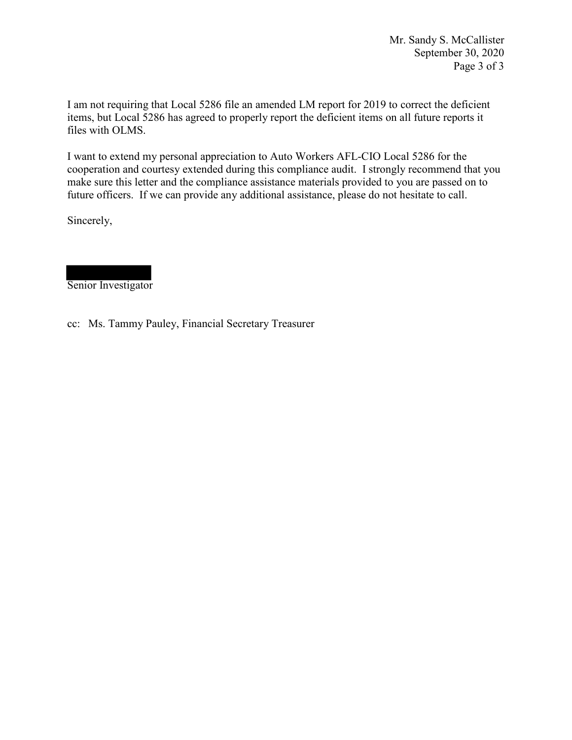I am not requiring that Local 5286 file an amended LM report for 2019 to correct the deficient items, but Local 5286 has agreed to properly report the deficient items on all future reports it files with OLMS.

I want to extend my personal appreciation to Auto Workers AFL-CIO Local 5286 for the cooperation and courtesy extended during this compliance audit. I strongly recommend that you make sure this letter and the compliance assistance materials provided to you are passed on to future officers. If we can provide any additional assistance, please do not hesitate to call.

Sincerely,

Senior Investigator

cc: Ms. Tammy Pauley, Financial Secretary Treasurer